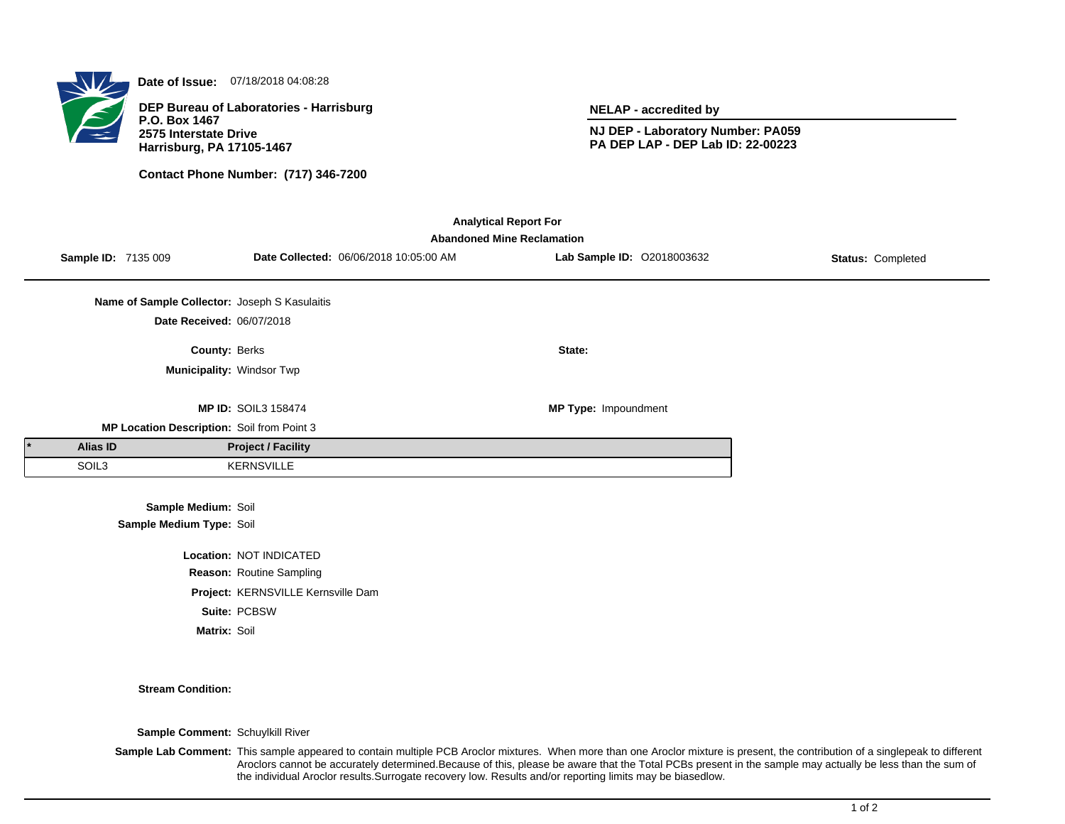**Date of Issue:** 07/18/2018 04:08:28

**DEP Bureau of Laboratories - Harrisburg**
**P.O. Box 1467**
**2575 Interstate Drive**
**Harrisburg, PA 17105-1467**

**Contact Phone Number: (717) 346-7200**

**NELAP - accredited by**

**NJ DEP - Laboratory Number: PA059**
**PA DEP LAP - DEP Lab ID: 22-00223**

**Analytical Report For**
**Abandoned Mine Reclamation**

**Sample ID:** 7135 009 **Date Collected:** 06/06/2018 10:05:00 AM **Lab Sample ID:** O2018003632 **Status:** Completed

**Name of Sample Collector:** Joseph S Kasulaitis

**Date Received:** 06/07/2018

**County:** Berks **State:**

**Municipality:** Windsor Twp

**MP ID:** SOIL3 158474 **MP Type:** Impoundment

**MP Location Description:** Soil from Point 3

| * | Alias ID | Project / Facility |
|---|---|---|
| | SOIL3 | KERNSVILLE |

**Sample Medium:** Soil

**Sample Medium Type:** Soil

**Location:** NOT INDICATED

**Reason:** Routine Sampling

**Project:** KERNSVILLE Kernsville Dam

**Suite:** PCBSW

**Matrix:** Soil

**Stream Condition:**

**Sample Comment:** Schuylkill River

**Sample Lab Comment:** This sample appeared to contain multiple PCB Aroclor mixtures. When more than one Aroclor mixture is present, the contribution of a singlepeak to different Aroclors cannot be accurately determined.Because of this, please be aware that the Total PCBs present in the sample may actually be less than the sum of the individual Aroclor results.Surrogate recovery low. Results and/or reporting limits may be biasedlow.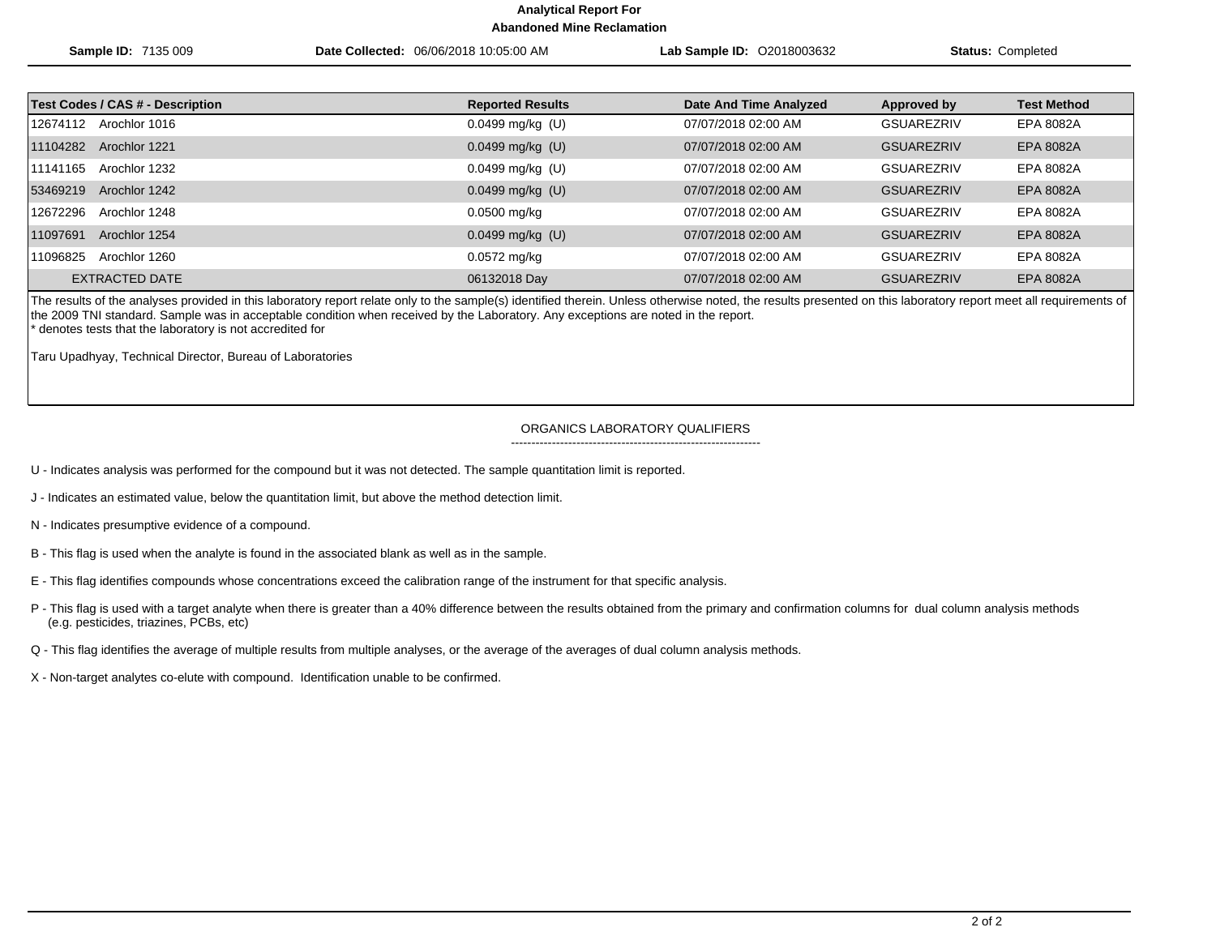# Analytical Report For
## Abandoned Mine Reclamation

**Sample ID:** 7135 009 **Date Collected:** 06/06/2018 10:05:00 AM **Lab Sample ID:** O2018003632 **Status:** Completed

| Test Codes / CAS # - Description | Reported Results | Date And Time Analyzed | Approved by | Test Method |
|---|---|---|---|---|
| 12674112 Arochlor 1016 | 0.0499 mg/kg (U) | 07/07/2018 02:00 AM | GSUAREZRIV | EPA 8082A |
| 11104282 Arochlor 1221 | 0.0499 mg/kg (U) | 07/07/2018 02:00 AM | GSUAREZRIV | EPA 8082A |
| 11141165 Arochlor 1232 | 0.0499 mg/kg (U) | 07/07/2018 02:00 AM | GSUAREZRIV | EPA 8082A |
| 53469219 Arochlor 1242 | 0.0499 mg/kg (U) | 07/07/2018 02:00 AM | GSUAREZRIV | EPA 8082A |
| 12672296 Arochlor 1248 | 0.0500 mg/kg | 07/07/2018 02:00 AM | GSUAREZRIV | EPA 8082A |
| 11097691 Arochlor 1254 | 0.0499 mg/kg (U) | 07/07/2018 02:00 AM | GSUAREZRIV | EPA 8082A |
| 11096825 Arochlor 1260 | 0.0572 mg/kg | 07/07/2018 02:00 AM | GSUAREZRIV | EPA 8082A |
| EXTRACTED DATE | 06132018 Day | 07/07/2018 02:00 AM | GSUAREZRIV | EPA 8082A |

The results of the analyses provided in this laboratory report relate only to the sample(s) identified therein. Unless otherwise noted, the results presented on this laboratory report meet all requirements of the 2009 TNI standard. Sample was in acceptable condition when received by the Laboratory. Any exceptions are noted in the report.
* denotes tests that the laboratory is not accredited for

Taru Upadhyay, Technical Director, Bureau of Laboratories

### ORGANICS LABORATORY QUALIFIERS

U - Indicates analysis was performed for the compound but it was not detected. The sample quantitation limit is reported.

J - Indicates an estimated value, below the quantitation limit, but above the method detection limit.

N - Indicates presumptive evidence of a compound.

B - This flag is used when the analyte is found in the associated blank as well as in the sample.

E - This flag identifies compounds whose concentrations exceed the calibration range of the instrument for that specific analysis.

P - This flag is used with a target analyte when there is greater than a 40% difference between the results obtained from the primary and confirmation columns for dual column analysis methods (e.g. pesticides, triazines, PCBs, etc)

Q - This flag identifies the average of multiple results from multiple analyses, or the average of the averages of dual column analysis methods.

X - Non-target analytes co-elute with compound. Identification unable to be confirmed.